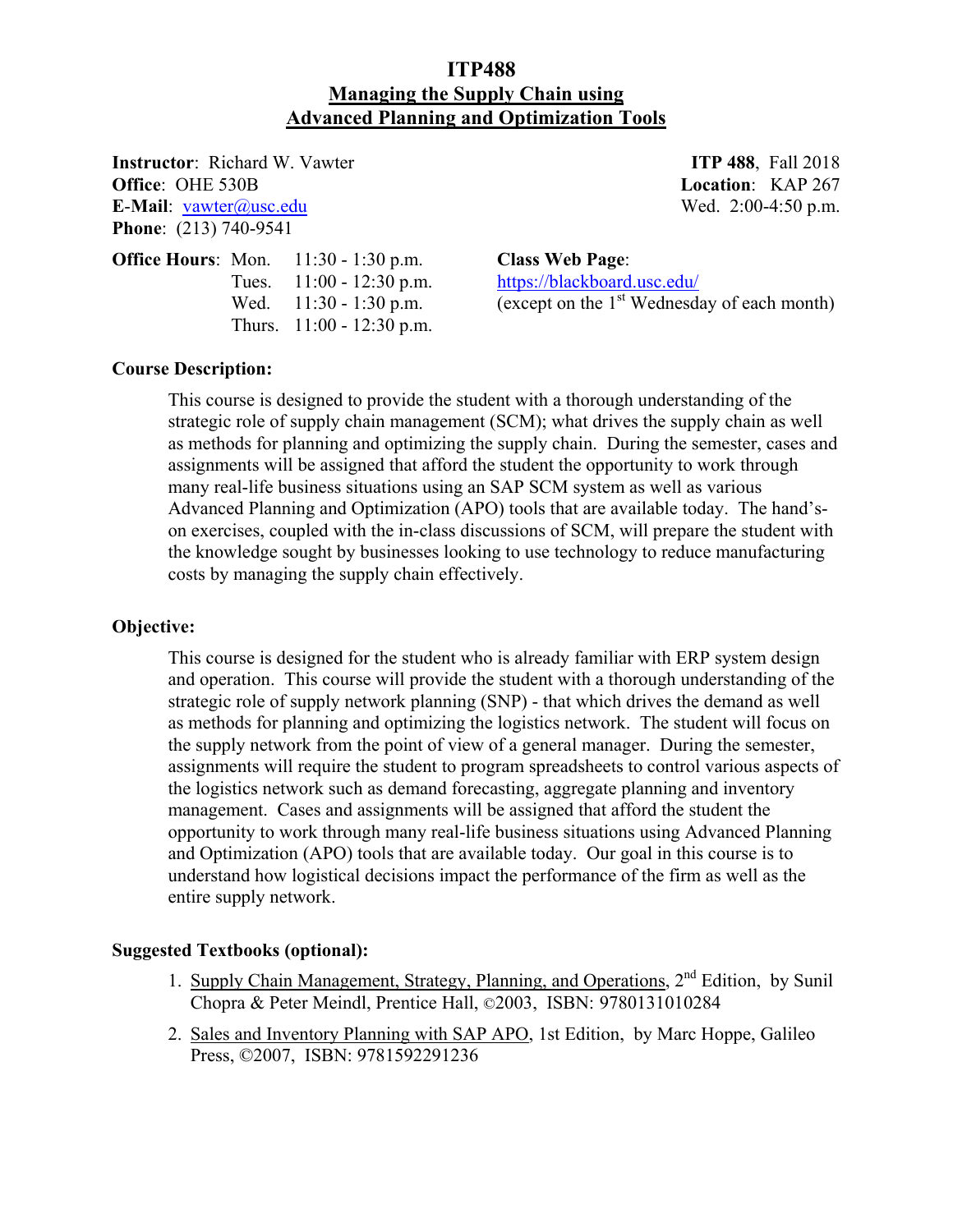# ITP488

## Managing the Supply Chain using Advanced Planning and Optimization Tools

**Instructor**: Richard W. Vawter
**Office**: OHE 530B
**E-Mail**: vawter@usc.edu
**Phone**: (213) 740-9541

**ITP 488**, Fall 2018
**Location**: KAP 267
Wed. 2:00-4:50 p.m.

**Office Hours**:

| | |
|---|---|
| Mon. | 11:30 - 1:30 p.m. |
| Tues. | 11:00 - 12:30 p.m. |
| Wed. | 11:30 - 1:30 p.m. |
| Thurs. | 11:00 - 12:30 p.m. |

(except on the 1st Wednesday of each month)

**Class Web Page**:
https://blackboard.usc.edu/

### Course Description:

This course is designed to provide the student with a thorough understanding of the strategic role of supply chain management (SCM); what drives the supply chain as well as methods for planning and optimizing the supply chain. During the semester, cases and assignments will be assigned that afford the student the opportunity to work through many real-life business situations using an SAP SCM system as well as various Advanced Planning and Optimization (APO) tools that are available today. The hand's-on exercises, coupled with the in-class discussions of SCM, will prepare the student with the knowledge sought by businesses looking to use technology to reduce manufacturing costs by managing the supply chain effectively.

### Objective:

This course is designed for the student who is already familiar with ERP system design and operation. This course will provide the student with a thorough understanding of the strategic role of supply network planning (SNP) - that which drives the demand as well as methods for planning and optimizing the logistics network. The student will focus on the supply network from the point of view of a general manager. During the semester, assignments will require the student to program spreadsheets to control various aspects of the logistics network such as demand forecasting, aggregate planning and inventory management. Cases and assignments will be assigned that afford the student the opportunity to work through many real-life business situations using Advanced Planning and Optimization (APO) tools that are available today. Our goal in this course is to understand how logistical decisions impact the performance of the firm as well as the entire supply network.

### Suggested Textbooks (optional):

1. Supply Chain Management, Strategy, Planning, and Operations, 2nd Edition, by Sunil Chopra & Peter Meindl, Prentice Hall, ©2003, ISBN: 9780131010284
2. Sales and Inventory Planning with SAP APO, 1st Edition, by Marc Hoppe, Galileo Press, ©2007, ISBN: 9781592291236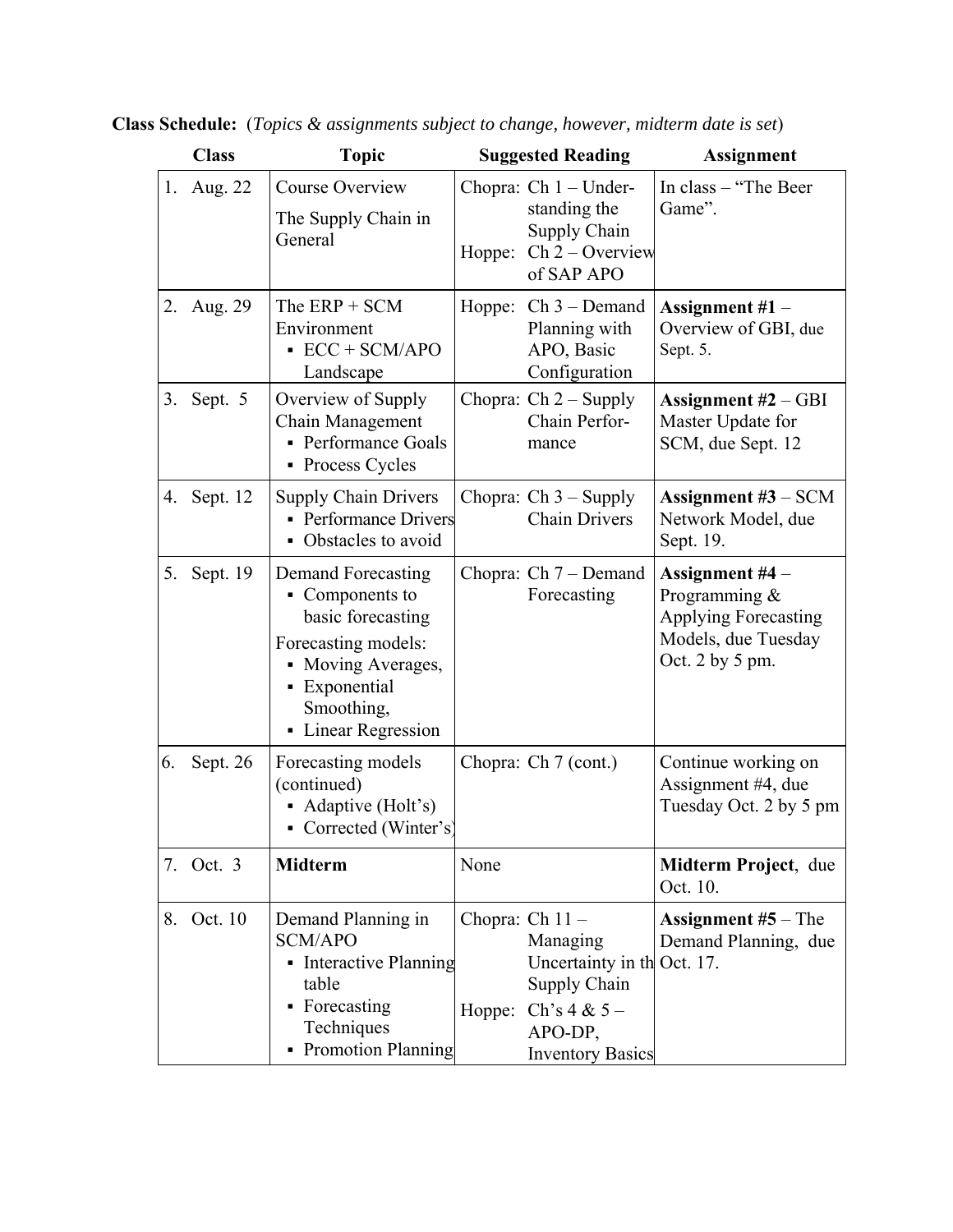**Class Schedule:** (*Topics & assignments subject to change, however, midterm date is set*)

| Class | Topic | Suggested Reading | Assignment |
|---|---|---|---|
| 1. Aug. 22 | Course Overview<br>The Supply Chain in General | Chopra: Ch 1 – Understanding the Supply Chain<br>Hoppe: Ch 2 – Overview of SAP APO | In class – "The Beer Game". |
| 2. Aug. 29 | The ERP + SCM Environment<br>▪ ECC + SCM/APO Landscape | Hoppe: Ch 3 – Demand Planning with APO, Basic Configuration | **Assignment #1** – Overview of GBI, due Sept. 5. |
| 3. Sept. 5 | Overview of Supply Chain Management<br>▪ Performance Goals<br>▪ Process Cycles | Chopra: Ch 2 – Supply Chain Performance | **Assignment #2** – GBI Master Update for SCM, due Sept. 12 |
| 4. Sept. 12 | Supply Chain Drivers<br>▪ Performance Drivers<br>▪ Obstacles to avoid | Chopra: Ch 3 – Supply Chain Drivers | **Assignment #3** – SCM Network Model, due Sept. 19. |
| 5. Sept. 19 | Demand Forecasting<br>▪ Components to basic forecasting<br>Forecasting models:<br>▪ Moving Averages,<br>▪ Exponential Smoothing,<br>▪ Linear Regression | Chopra: Ch 7 – Demand Forecasting | **Assignment #4** – Programming & Applying Forecasting Models, due Tuesday Oct. 2 by 5 pm. |
| 6. Sept. 26 | Forecasting models (continued)<br>▪ Adaptive (Holt's)<br>▪ Corrected (Winter's) | Chopra: Ch 7 (cont.) | Continue working on Assignment #4, due Tuesday Oct. 2 by 5 pm |
| 7. Oct. 3 | **Midterm** | None | **Midterm Project**, due Oct. 10. |
| 8. Oct. 10 | Demand Planning in SCM/APO<br>▪ Interactive Planning table<br>▪ Forecasting Techniques<br>▪ Promotion Planning | Chopra: Ch 11 – Managing Uncertainty in the Supply Chain<br>Hoppe: Ch's 4 & 5 – APO-DP, Inventory Basics | **Assignment #5** – The Demand Planning, due Oct. 17. |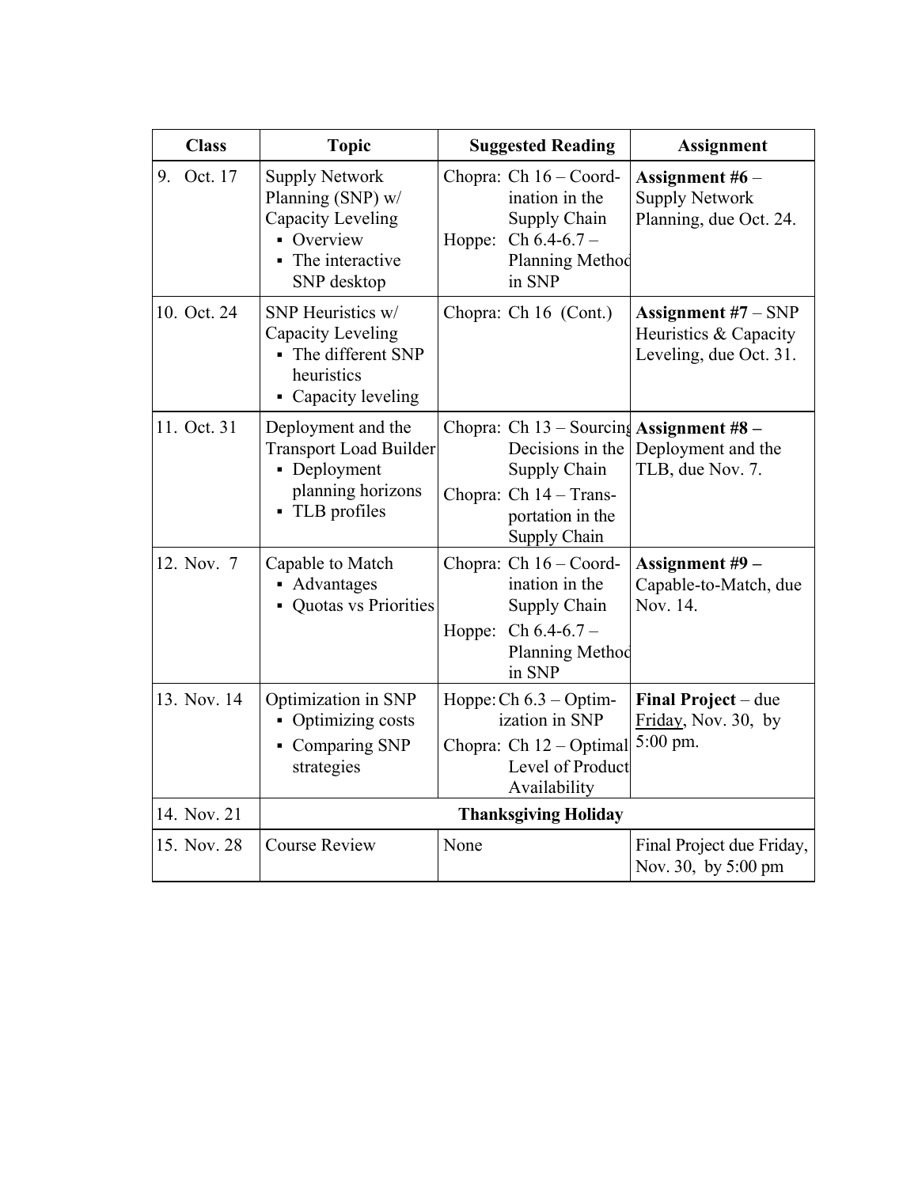| Class | Topic | Suggested Reading | Assignment |
|---|---|---|---|
| 9. Oct. 17 | Supply Network Planning (SNP) w/ Capacity Leveling<br>▪ Overview<br>▪ The interactive SNP desktop | Chopra: Ch 16 – Coordination in the Supply Chain<br>Hoppe: Ch 6.4-6.7 – Planning Methods in SNP | **Assignment #6** – Supply Network Planning, due Oct. 24. |
| 10. Oct. 24 | SNP Heuristics w/ Capacity Leveling<br>▪ The different SNP heuristics<br>▪ Capacity leveling | Chopra: Ch 16 (Cont.) | **Assignment #7** – SNP Heuristics & Capacity Leveling, due Oct. 31. |
| 11. Oct. 31 | Deployment and the Transport Load Builder<br>▪ Deployment planning horizons<br>▪ TLB profiles | Chopra: Ch 13 – Sourcing Decisions in the Supply Chain<br>Chopra: Ch 14 – Transportation in the Supply Chain | **Assignment #8 –** Deployment and the TLB, due Nov. 7. |
| 12. Nov. 7 | Capable to Match<br>▪ Advantages<br>▪ Quotas vs Priorities | Chopra: Ch 16 – Coordination in the Supply Chain<br>Hoppe: Ch 6.4-6.7 – Planning Methods in SNP | **Assignment #9 –** Capable-to-Match, due Nov. 14. |
| 13. Nov. 14 | Optimization in SNP<br>▪ Optimizing costs<br>▪ Comparing SNP strategies | Hoppe: Ch 6.3 – Optimization in SNP<br>Chopra: Ch 12 – Optimal Level of Product Availability | **Final Project** – due Friday, Nov. 30, by 5:00 pm. |
| 14. Nov. 21 | **Thanksgiving Holiday** | | |
| 15. Nov. 28 | Course Review | None | Final Project due Friday, Nov. 30, by 5:00 pm |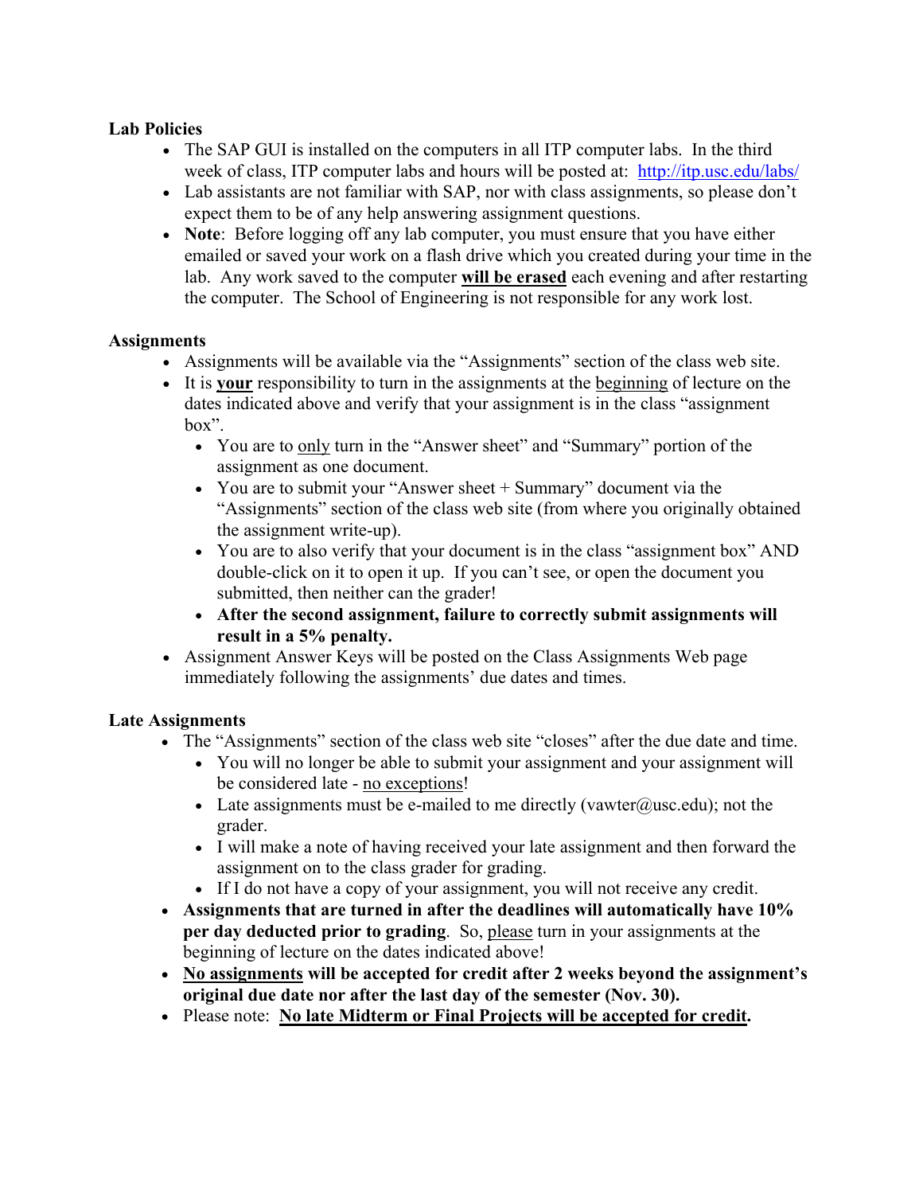**Lab Policies**

- The SAP GUI is installed on the computers in all ITP computer labs. In the third week of class, ITP computer labs and hours will be posted at: http://itp.usc.edu/labs/
- Lab assistants are not familiar with SAP, nor with class assignments, so please don't expect them to be of any help answering assignment questions.
- **Note**: Before logging off any lab computer, you must ensure that you have either emailed or saved your work on a flash drive which you created during your time in the lab. Any work saved to the computer **will be erased** each evening and after restarting the computer. The School of Engineering is not responsible for any work lost.

**Assignments**

- Assignments will be available via the "Assignments" section of the class web site.
- It is **your** responsibility to turn in the assignments at the beginning of lecture on the dates indicated above and verify that your assignment is in the class "assignment box".
  - You are to only turn in the "Answer sheet" and "Summary" portion of the assignment as one document.
  - You are to submit your "Answer sheet + Summary" document via the "Assignments" section of the class web site (from where you originally obtained the assignment write-up).
  - You are to also verify that your document is in the class "assignment box" AND double-click on it to open it up. If you can't see, or open the document you submitted, then neither can the grader!
  - **After the second assignment, failure to correctly submit assignments will result in a 5% penalty.**
- Assignment Answer Keys will be posted on the Class Assignments Web page immediately following the assignments' due dates and times.

**Late Assignments**

- The "Assignments" section of the class web site "closes" after the due date and time.
  - You will no longer be able to submit your assignment and your assignment will be considered late - no exceptions!
  - Late assignments must be e-mailed to me directly (vawter@usc.edu); not the grader.
  - I will make a note of having received your late assignment and then forward the assignment on to the class grader for grading.
  - If I do not have a copy of your assignment, you will not receive any credit.
- **Assignments that are turned in after the deadlines will automatically have 10% per day deducted prior to grading**. So, please turn in your assignments at the beginning of lecture on the dates indicated above!
- **No assignments will be accepted for credit after 2 weeks beyond the assignment's original due date nor after the last day of the semester (Nov. 30).**
- Please note: **No late Midterm or Final Projects will be accepted for credit.**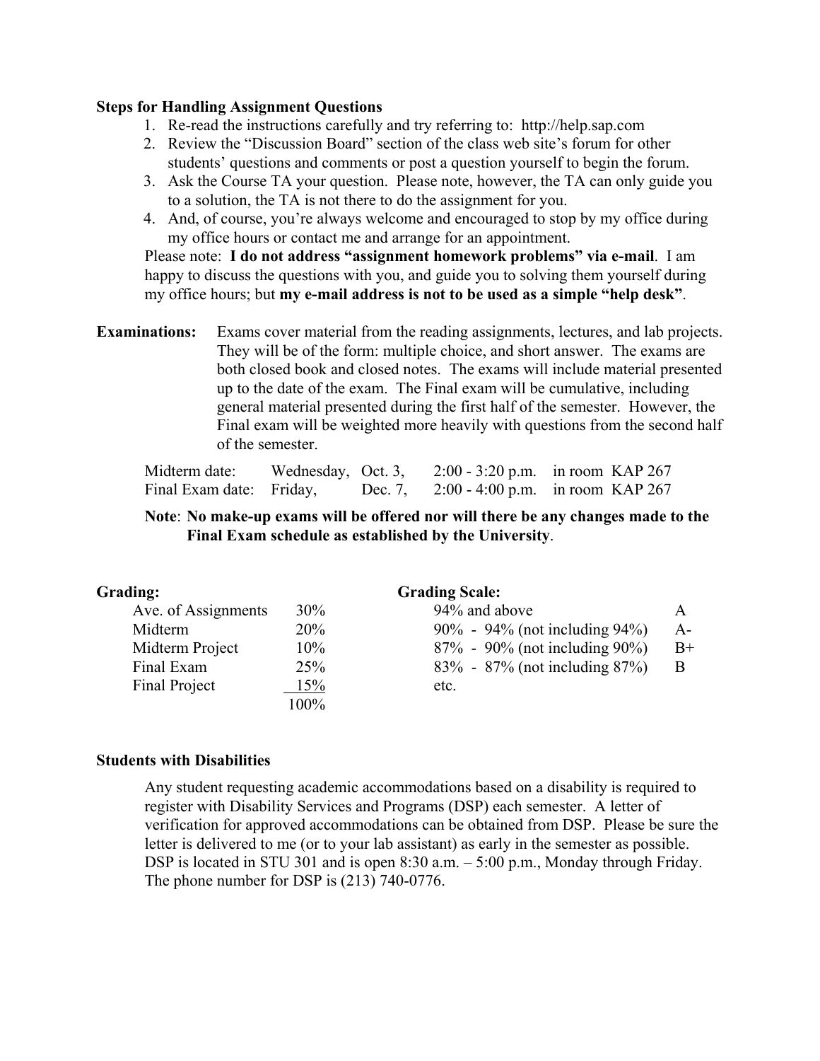**Steps for Handling Assignment Questions**

1. Re-read the instructions carefully and try referring to: http://help.sap.com
2. Review the "Discussion Board" section of the class web site's forum for other students' questions and comments or post a question yourself to begin the forum.
3. Ask the Course TA your question. Please note, however, the TA can only guide you to a solution, the TA is not there to do the assignment for you.
4. And, of course, you're always welcome and encouraged to stop by my office during my office hours or contact me and arrange for an appointment.

Please note: **I do not address "assignment homework problems" via e-mail**. I am happy to discuss the questions with you, and guide you to solving them yourself during my office hours; but **my e-mail address is not to be used as a simple "help desk"**.

**Examinations:** Exams cover material from the reading assignments, lectures, and lab projects. They will be of the form: multiple choice, and short answer. The exams are both closed book and closed notes. The exams will include material presented up to the date of the exam. The Final exam will be cumulative, including general material presented during the first half of the semester. However, the Final exam will be weighted more heavily with questions from the second half of the semester.

| | | | | |
|---|---|---|---|---|
| Midterm date: | Wednesday, | Oct. 3, | 2:00 - 3:20 p.m. | in room KAP 267 |
| Final Exam date: | Friday, | Dec. 7, | 2:00 - 4:00 p.m. | in room KAP 267 |

**Note**: **No make-up exams will be offered nor will there be any changes made to the Final Exam schedule as established by the University**.

**Grading:**

| | |
|---|---|
| Ave. of Assignments | 30% |
| Midterm | 20% |
| Midterm Project | 10% |
| Final Exam | 25% |
| Final Project | 15% |
| | 100% |

**Grading Scale:**

| | |
|---|---|
| 94% and above | A |
| 90% - 94% (not including 94%) | A- |
| 87% - 90% (not including 90%) | B+ |
| 83% - 87% (not including 87%) | B |
| etc. | |

**Students with Disabilities**

Any student requesting academic accommodations based on a disability is required to register with Disability Services and Programs (DSP) each semester. A letter of verification for approved accommodations can be obtained from DSP. Please be sure the letter is delivered to me (or to your lab assistant) as early in the semester as possible. DSP is located in STU 301 and is open 8:30 a.m. – 5:00 p.m., Monday through Friday. The phone number for DSP is (213) 740-0776.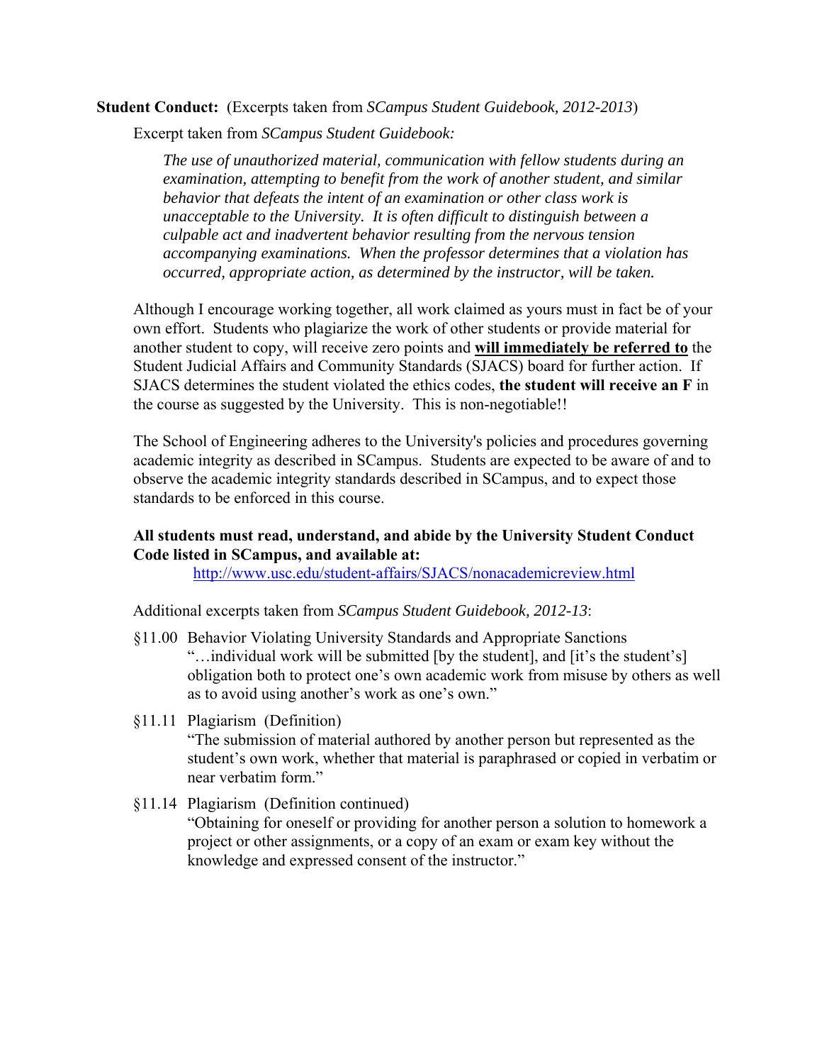**Student Conduct:** (Excerpts taken from *SCampus Student Guidebook, 2012-2013*)

Excerpt taken from *SCampus Student Guidebook:*

> *The use of unauthorized material, communication with fellow students during an examination, attempting to benefit from the work of another student, and similar behavior that defeats the intent of an examination or other class work is unacceptable to the University. It is often difficult to distinguish between a culpable act and inadvertent behavior resulting from the nervous tension accompanying examinations. When the professor determines that a violation has occurred, appropriate action, as determined by the instructor, will be taken.*

Although I encourage working together, all work claimed as yours must in fact be of your own effort. Students who plagiarize the work of other students or provide material for another student to copy, will receive zero points and **will immediately be referred to** the Student Judicial Affairs and Community Standards (SJACS) board for further action. If SJACS determines the student violated the ethics codes, **the student will receive an F** in the course as suggested by the University. This is non-negotiable!!

The School of Engineering adheres to the University's policies and procedures governing academic integrity as described in SCampus. Students are expected to be aware of and to observe the academic integrity standards described in SCampus, and to expect those standards to be enforced in this course.

**All students must read, understand, and abide by the University Student Conduct Code listed in SCampus, and available at:**

http://www.usc.edu/student-affairs/SJACS/nonacademicreview.html

Additional excerpts taken from *SCampus Student Guidebook, 2012-13*:

§11.00 Behavior Violating University Standards and Appropriate Sanctions
"…individual work will be submitted [by the student], and [it's the student's] obligation both to protect one's own academic work from misuse by others as well as to avoid using another's work as one's own."

§11.11 Plagiarism (Definition)
"The submission of material authored by another person but represented as the student's own work, whether that material is paraphrased or copied in verbatim or near verbatim form."

§11.14 Plagiarism (Definition continued)
"Obtaining for oneself or providing for another person a solution to homework a project or other assignments, or a copy of an exam or exam key without the knowledge and expressed consent of the instructor."